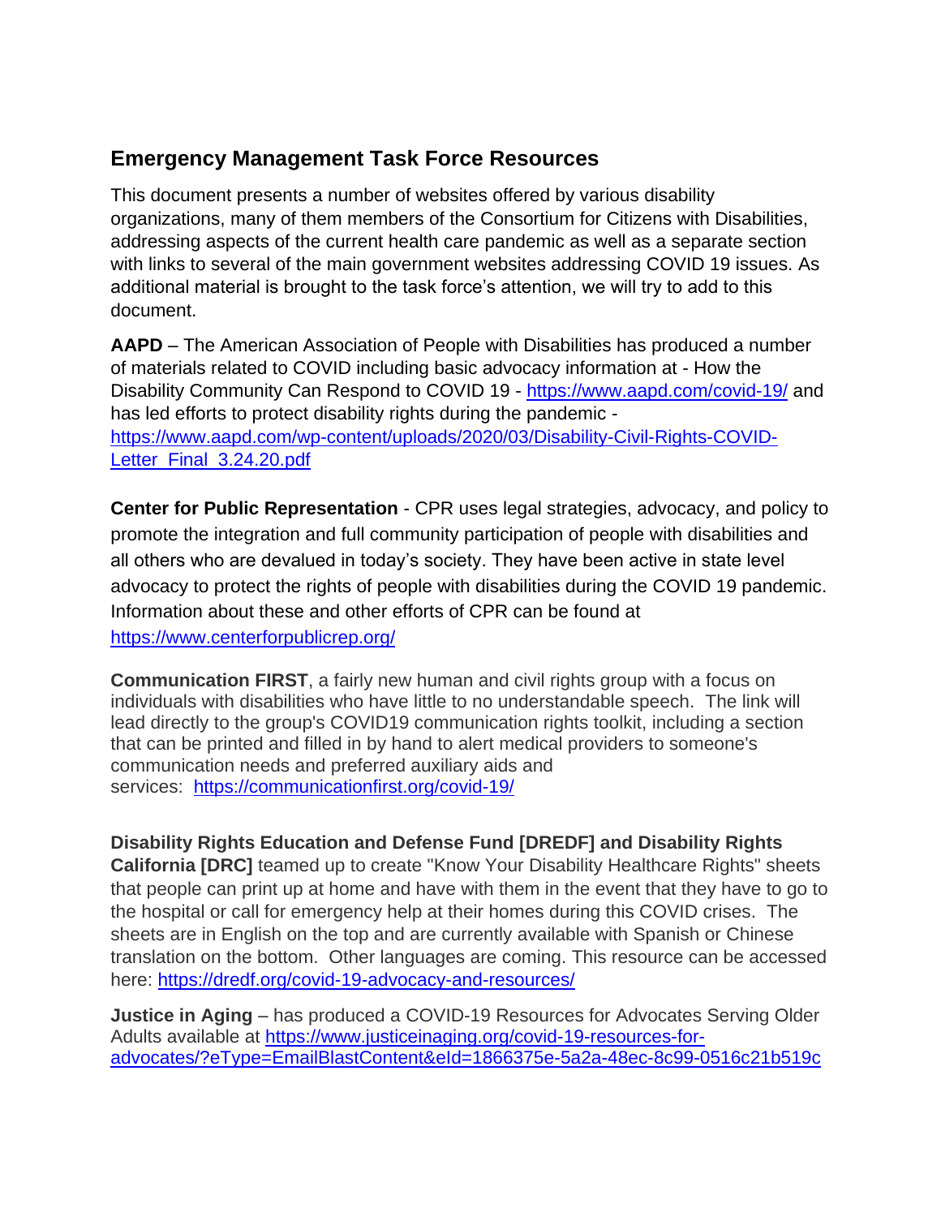## Emergency Management Task Force Resources

This document presents a number of websites offered by various disability organizations, many of them members of the Consortium for Citizens with Disabilities, addressing aspects of the current health care pandemic as well as a separate section with links to several of the main government websites addressing COVID 19 issues. As additional material is brought to the task force's attention, we will try to add to this document.

**AAPD** – The American Association of People with Disabilities has produced a number of materials related to COVID including basic advocacy information at - How the Disability Community Can Respond to COVID 19 - https://www.aapd.com/covid-19/ and has led efforts to protect disability rights during the pandemic - https://www.aapd.com/wp-content/uploads/2020/03/Disability-Civil-Rights-COVID-Letter_Final_3.24.20.pdf

**Center for Public Representation** - CPR uses legal strategies, advocacy, and policy to promote the integration and full community participation of people with disabilities and all others who are devalued in today's society. They have been active in state level advocacy to protect the rights of people with disabilities during the COVID 19 pandemic. Information about these and other efforts of CPR can be found at https://www.centerforpublicrep.org/

**Communication FIRST**, a fairly new human and civil rights group with a focus on individuals with disabilities who have little to no understandable speech. The link will lead directly to the group's COVID19 communication rights toolkit, including a section that can be printed and filled in by hand to alert medical providers to someone's communication needs and preferred auxiliary aids and services: https://communicationfirst.org/covid-19/

**Disability Rights Education and Defense Fund [DREDF] and Disability Rights California [DRC]** teamed up to create "Know Your Disability Healthcare Rights" sheets that people can print up at home and have with them in the event that they have to go to the hospital or call for emergency help at their homes during this COVID crises. The sheets are in English on the top and are currently available with Spanish or Chinese translation on the bottom. Other languages are coming. This resource can be accessed here: https://dredf.org/covid-19-advocacy-and-resources/

**Justice in Aging** – has produced a COVID-19 Resources for Advocates Serving Older Adults available at https://www.justiceinaging.org/covid-19-resources-for-advocates/?eType=EmailBlastContent&eId=1866375e-5a2a-48ec-8c99-0516c21b519c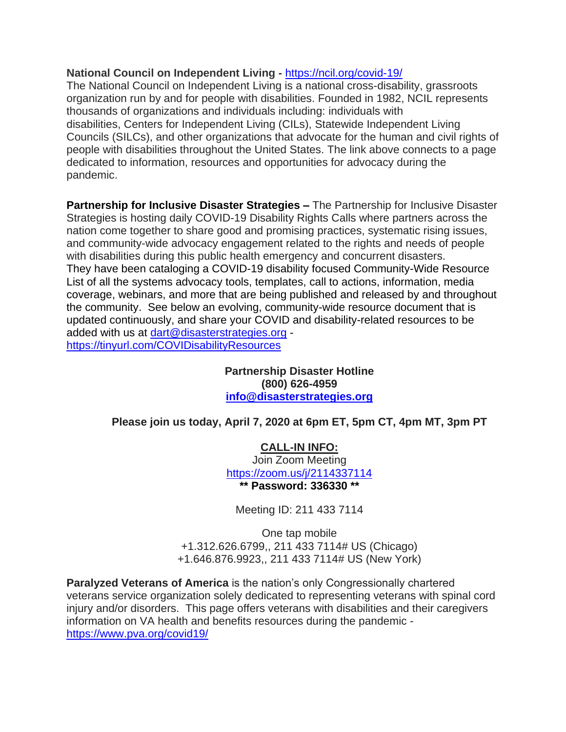**National Council on Independent Living -** https://ncil.org/covid-19/
The National Council on Independent Living is a national cross-disability, grassroots organization run by and for people with disabilities. Founded in 1982, NCIL represents thousands of organizations and individuals including: individuals with disabilities, Centers for Independent Living (CILs), Statewide Independent Living Councils (SILCs), and other organizations that advocate for the human and civil rights of people with disabilities throughout the United States. The link above connects to a page dedicated to information, resources and opportunities for advocacy during the pandemic.

**Partnership for Inclusive Disaster Strategies –** The Partnership for Inclusive Disaster Strategies is hosting daily COVID-19 Disability Rights Calls where partners across the nation come together to share good and promising practices, systematic rising issues, and community-wide advocacy engagement related to the rights and needs of people with disabilities during this public health emergency and concurrent disasters.
They have been cataloging a COVID-19 disability focused Community-Wide Resource List of all the systems advocacy tools, templates, call to actions, information, media coverage, webinars, and more that are being published and released by and throughout the community. See below an evolving, community-wide resource document that is updated continuously, and share your COVID and disability-related resources to be added with us at dart@disasterstrategies.org - https://tinyurl.com/COVIDisabilityResources

**Partnership Disaster Hotline**
**(800) 626-4959**
**info@disasterstrategies.org**

**Please join us today, April 7, 2020 at 6pm ET, 5pm CT, 4pm MT, 3pm PT**

**CALL-IN INFO:**
Join Zoom Meeting
https://zoom.us/j/2114337114
**** Password: 336330 ****

Meeting ID: 211 433 7114

One tap mobile
+1.312.626.6799,, 211 433 7114# US (Chicago)
+1.646.876.9923,, 211 433 7114# US (New York)

**Paralyzed Veterans of America** is the nation's only Congressionally chartered veterans service organization solely dedicated to representing veterans with spinal cord injury and/or disorders. This page offers veterans with disabilities and their caregivers information on VA health and benefits resources during the pandemic - https://www.pva.org/covid19/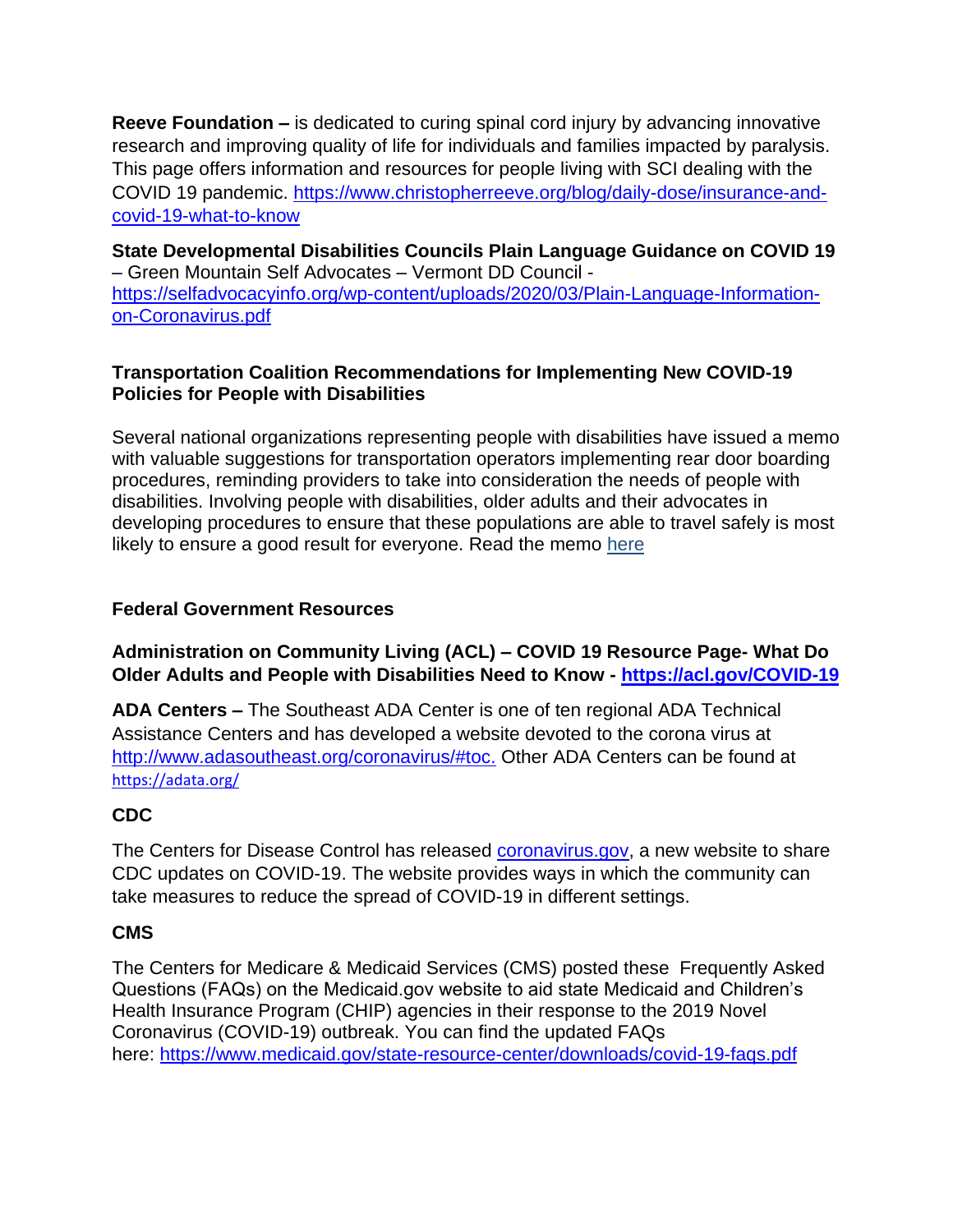**Reeve Foundation –** is dedicated to curing spinal cord injury by advancing innovative research and improving quality of life for individuals and families impacted by paralysis. This page offers information and resources for people living with SCI dealing with the COVID 19 pandemic. https://www.christopherreeve.org/blog/daily-dose/insurance-and-covid-19-what-to-know

**State Developmental Disabilities Councils Plain Language Guidance on COVID 19** – Green Mountain Self Advocates – Vermont DD Council - https://selfadvocacyinfo.org/wp-content/uploads/2020/03/Plain-Language-Information-on-Coronavirus.pdf

**Transportation Coalition Recommendations for Implementing New COVID-19 Policies for People with Disabilities**

Several national organizations representing people with disabilities have issued a memo with valuable suggestions for transportation operators implementing rear door boarding procedures, reminding providers to take into consideration the needs of people with disabilities. Involving people with disabilities, older adults and their advocates in developing procedures to ensure that these populations are able to travel safely is most likely to ensure a good result for everyone. Read the memo here

## Federal Government Resources

**Administration on Community Living (ACL) – COVID 19 Resource Page- What Do Older Adults and People with Disabilities Need to Know - https://acl.gov/COVID-19**

**ADA Centers –** The Southeast ADA Center is one of ten regional ADA Technical Assistance Centers and has developed a website devoted to the corona virus at http://www.adasoutheast.org/coronavirus/#toc. Other ADA Centers can be found at https://adata.org/

**CDC**

The Centers for Disease Control has released coronavirus.gov, a new website to share CDC updates on COVID-19. The website provides ways in which the community can take measures to reduce the spread of COVID-19 in different settings.

**CMS**

The Centers for Medicare & Medicaid Services (CMS) posted these Frequently Asked Questions (FAQs) on the Medicaid.gov website to aid state Medicaid and Children's Health Insurance Program (CHIP) agencies in their response to the 2019 Novel Coronavirus (COVID-19) outbreak. You can find the updated FAQs here: https://www.medicaid.gov/state-resource-center/downloads/covid-19-faqs.pdf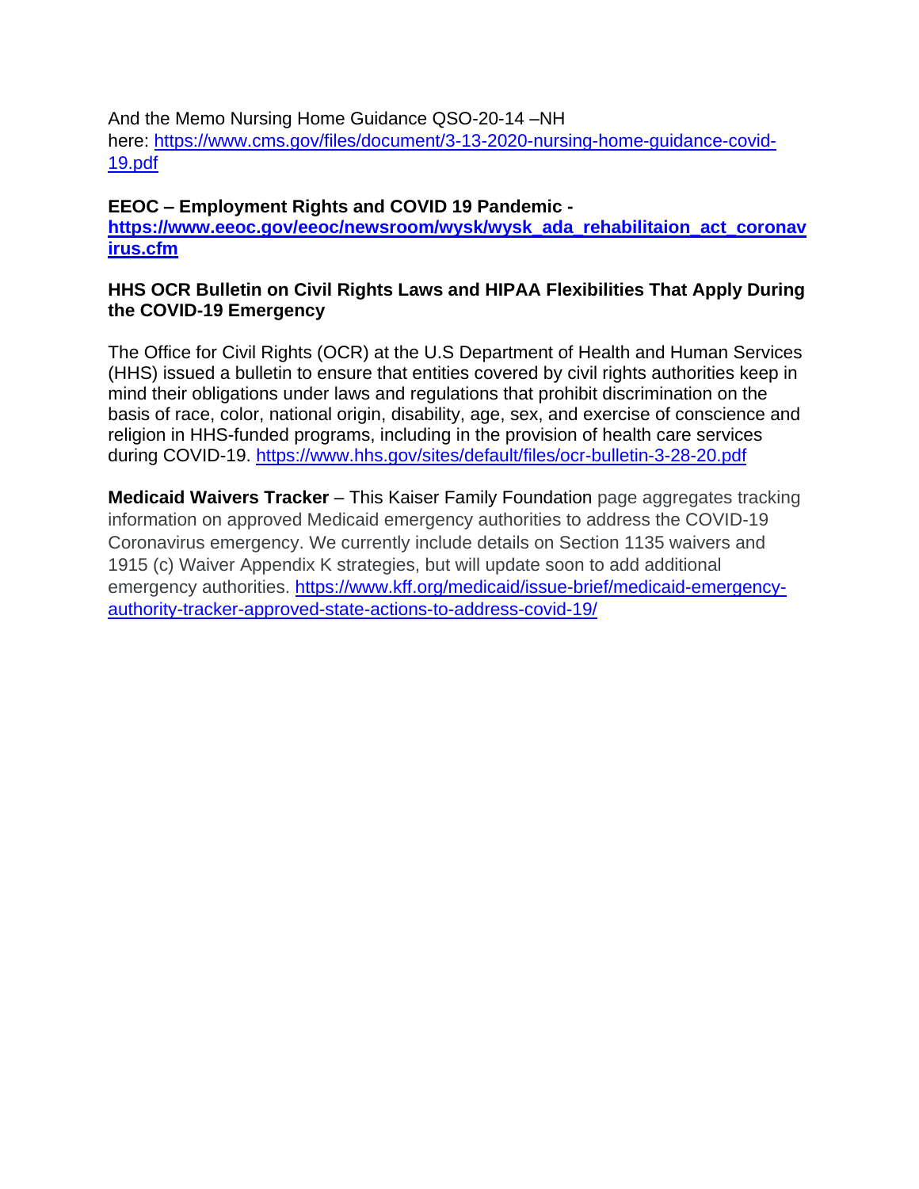And the Memo Nursing Home Guidance QSO-20-14 –NH here: [https://www.cms.gov/files/document/3-13-2020-nursing-home-guidance-covid-19.pdf](https://www.cms.gov/files/document/3-13-2020-nursing-home-guidance-covid-19.pdf)

**EEOC – Employment Rights and COVID 19 Pandemic - [https://www.eeoc.gov/eeoc/newsroom/wysk/wysk_ada_rehabilitaion_act_coronavirus.cfm](https://www.eeoc.gov/eeoc/newsroom/wysk/wysk_ada_rehabilitaion_act_coronavirus.cfm)**

**HHS OCR Bulletin on Civil Rights Laws and HIPAA Flexibilities That Apply During the COVID-19 Emergency**

The Office for Civil Rights (OCR) at the U.S Department of Health and Human Services (HHS) issued a bulletin to ensure that entities covered by civil rights authorities keep in mind their obligations under laws and regulations that prohibit discrimination on the basis of race, color, national origin, disability, age, sex, and exercise of conscience and religion in HHS-funded programs, including in the provision of health care services during COVID-19. [https://www.hhs.gov/sites/default/files/ocr-bulletin-3-28-20.pdf](https://www.hhs.gov/sites/default/files/ocr-bulletin-3-28-20.pdf)

**Medicaid Waivers Tracker** – This Kaiser Family Foundation page aggregates tracking information on approved Medicaid emergency authorities to address the COVID-19 Coronavirus emergency. We currently include details on Section 1135 waivers and 1915 (c) Waiver Appendix K strategies, but will update soon to add additional emergency authorities. [https://www.kff.org/medicaid/issue-brief/medicaid-emergency-authority-tracker-approved-state-actions-to-address-covid-19/](https://www.kff.org/medicaid/issue-brief/medicaid-emergency-authority-tracker-approved-state-actions-to-address-covid-19/)